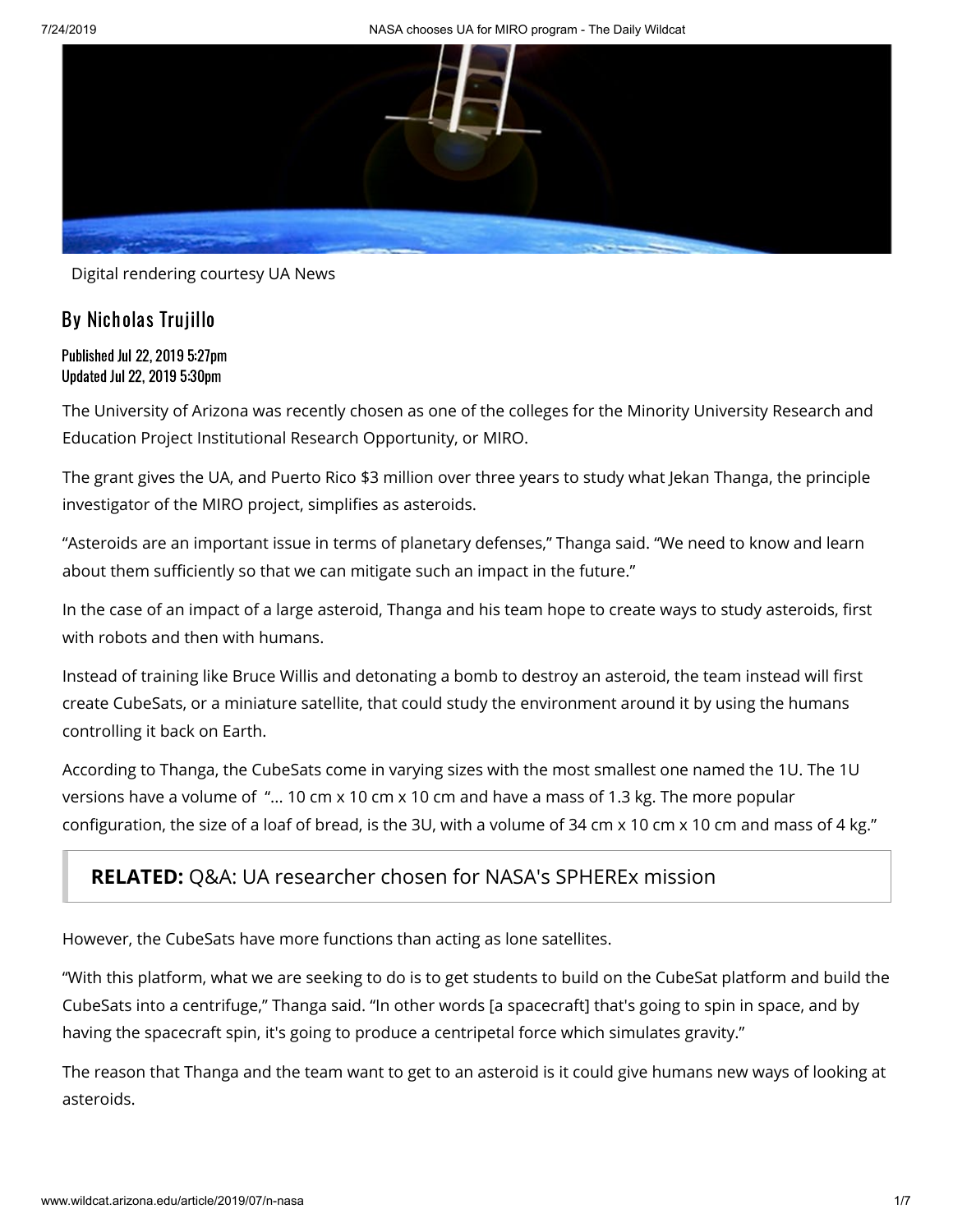Digital rendering courtesy UA News

## By Nicholas Trujillo

Published Jul 22, 2019 5:27pm
Updated Jul 22, 2019 5:30pm

The University of Arizona was recently chosen as one of the colleges for the Minority University Research and Education Project Institutional Research Opportunity, or MIRO.

The grant gives the UA, and Puerto Rico $3 million over three years to study what Jekan Thanga, the principle investigator of the MIRO project, simplifies as asteroids.

“Asteroids are an important issue in terms of planetary defenses,” Thanga said. “We need to know and learn about them sufficiently so that we can mitigate such an impact in the future.”

In the case of an impact of a large asteroid, Thanga and his team hope to create ways to study asteroids, first with robots and then with humans.

Instead of training like Bruce Willis and detonating a bomb to destroy an asteroid, the team instead will first create CubeSats, or a miniature satellite, that could study the environment around it by using the humans controlling it back on Earth.

According to Thanga, the CubeSats come in varying sizes with the most smallest one named the 1U. The 1U versions have a volume of “... 10 cm x 10 cm x 10 cm and have a mass of 1.3 kg. The more popular configuration, the size of a loaf of bread, is the 3U, with a volume of 34 cm x 10 cm x 10 cm and mass of 4 kg.”

> **RELATED:** Q&A: UA researcher chosen for NASA's SPHEREx mission

However, the CubeSats have more functions than acting as lone satellites.

“With this platform, what we are seeking to do is to get students to build on the CubeSat platform and build the CubeSats into a centrifuge,” Thanga said. “In other words [a spacecraft] that's going to spin in space, and by having the spacecraft spin, it's going to produce a centripetal force which simulates gravity.”

The reason that Thanga and the team want to get to an asteroid is it could give humans new ways of looking at asteroids.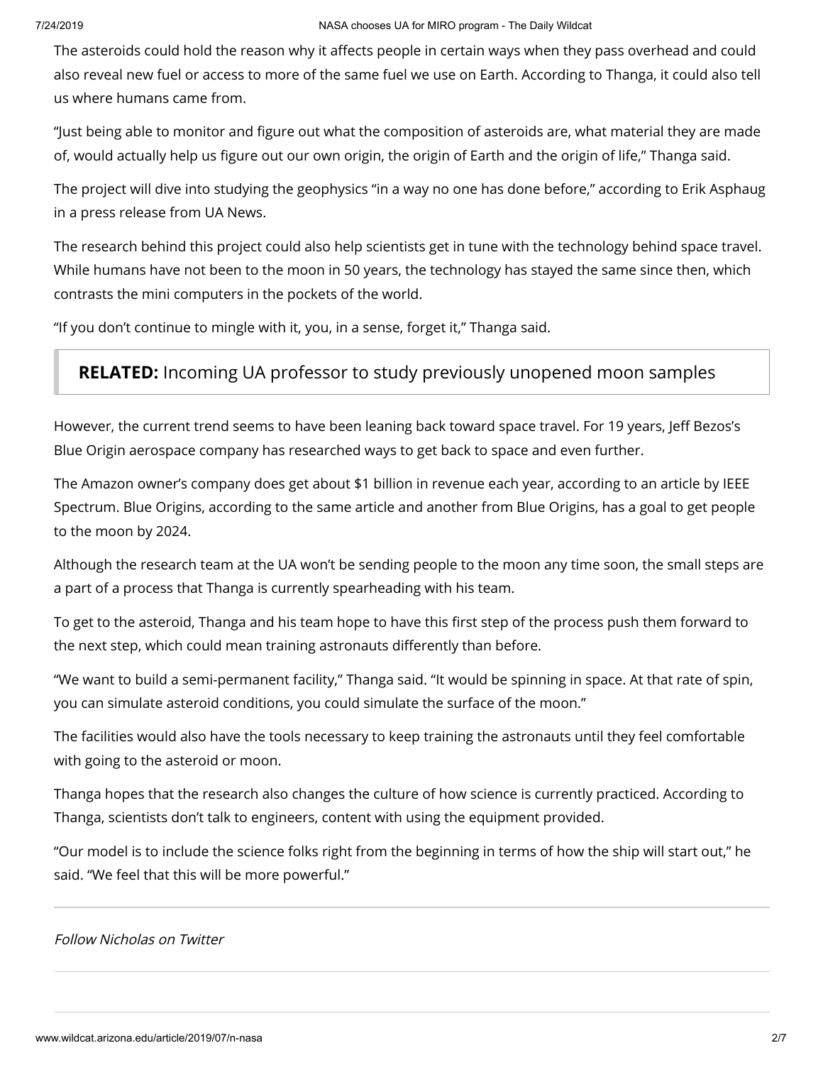The asteroids could hold the reason why it affects people in certain ways when they pass overhead and could also reveal new fuel or access to more of the same fuel we use on Earth. According to Thanga, it could also tell us where humans came from.

"Just being able to monitor and figure out what the composition of asteroids are, what material they are made of, would actually help us figure out our own origin, the origin of Earth and the origin of life," Thanga said.

The project will dive into studying the geophysics "in a way no one has done before," according to Erik Asphaug in a press release from UA News.

The research behind this project could also help scientists get in tune with the technology behind space travel. While humans have not been to the moon in 50 years, the technology has stayed the same since then, which contrasts the mini computers in the pockets of the world.

"If you don't continue to mingle with it, you, in a sense, forget it," Thanga said.

> **RELATED:** Incoming UA professor to study previously unopened moon samples

However, the current trend seems to have been leaning back toward space travel. For 19 years, Jeff Bezos's Blue Origin aerospace company has researched ways to get back to space and even further.

The Amazon owner's company does get about $1 billion in revenue each year, according to an article by IEEE Spectrum. Blue Origins, according to the same article and another from Blue Origins, has a goal to get people to the moon by 2024.

Although the research team at the UA won't be sending people to the moon any time soon, the small steps are a part of a process that Thanga is currently spearheading with his team.

To get to the asteroid, Thanga and his team hope to have this first step of the process push them forward to the next step, which could mean training astronauts differently than before.

"We want to build a semi-permanent facility," Thanga said. "It would be spinning in space. At that rate of spin, you can simulate asteroid conditions, you could simulate the surface of the moon."

The facilities would also have the tools necessary to keep training the astronauts until they feel comfortable with going to the asteroid or moon.

Thanga hopes that the research also changes the culture of how science is currently practiced. According to Thanga, scientists don't talk to engineers, content with using the equipment provided.

"Our model is to include the science folks right from the beginning in terms of how the ship will start out," he said. "We feel that this will be more powerful."

---

*Follow Nicholas on Twitter*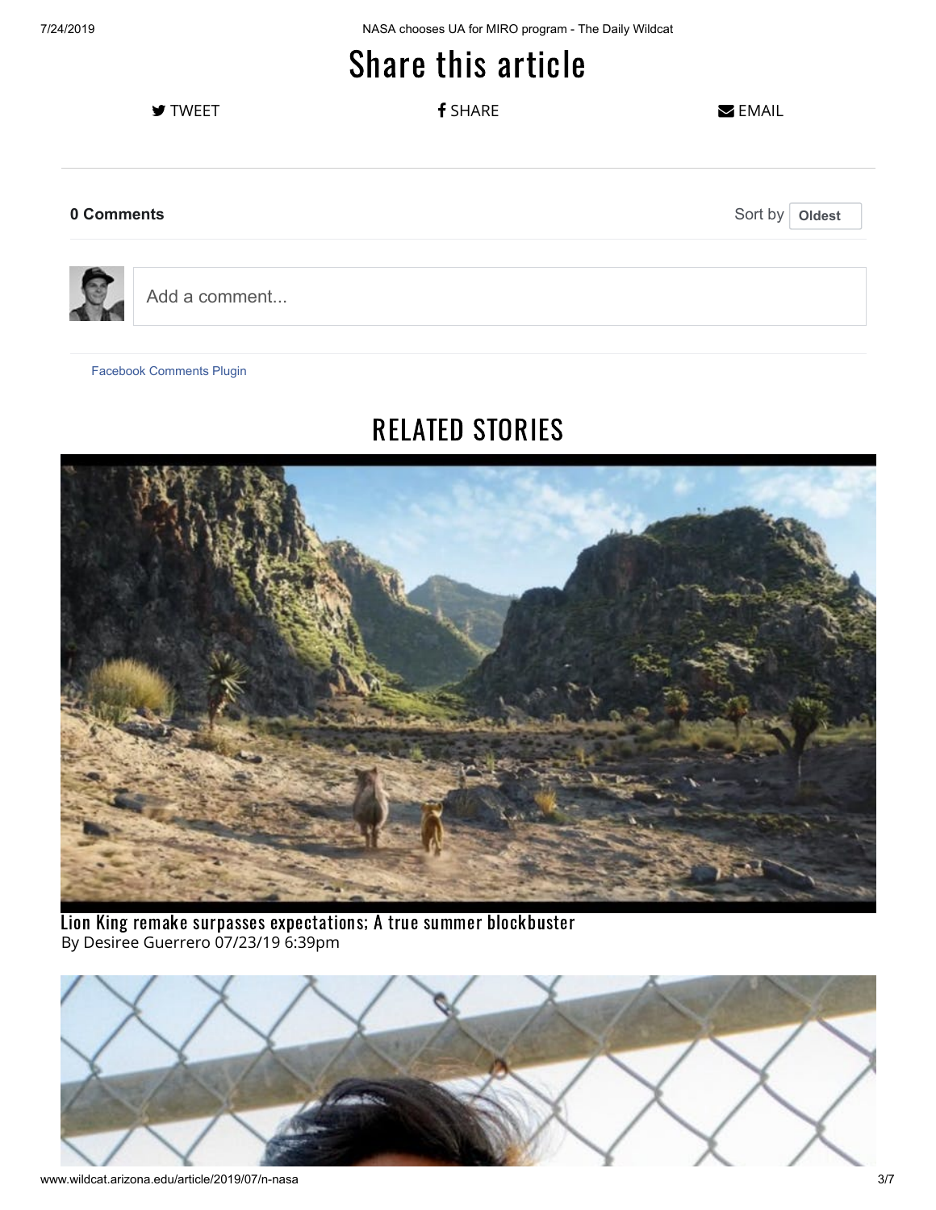# Share this article

TWEET SHARE EMAIL

**0 Comments** Sort by **Oldest**

Add a comment...

Facebook Comments Plugin

## RELATED STORIES

Lion King remake surpasses expectations; A true summer blockbuster
By Desiree Guerrero 07/23/19 6:39pm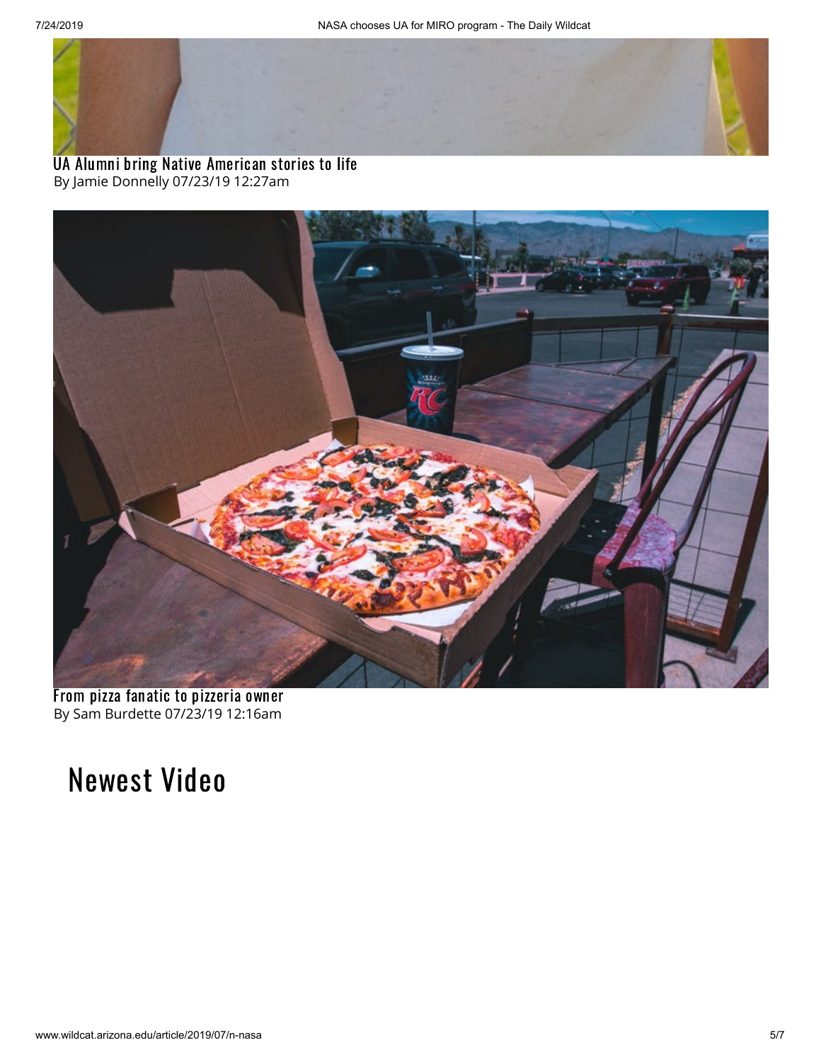UA Alumni bring Native American stories to life
By Jamie Donnelly 07/23/19 12:27am

From pizza fanatic to pizzeria owner
By Sam Burdette 07/23/19 12:16am

# Newest Video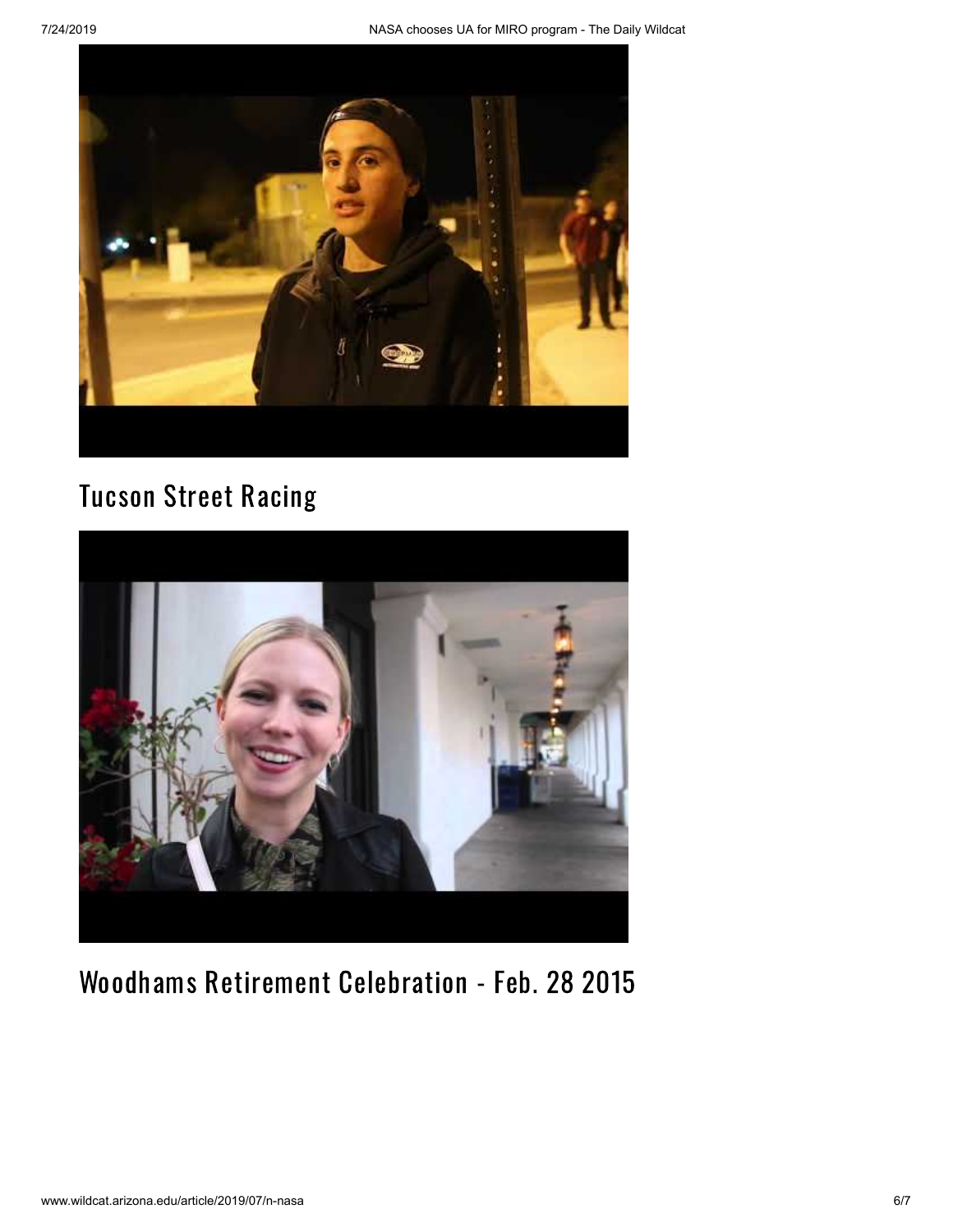## Tucson Street Racing

## Woodhams Retirement Celebration - Feb. 28 2015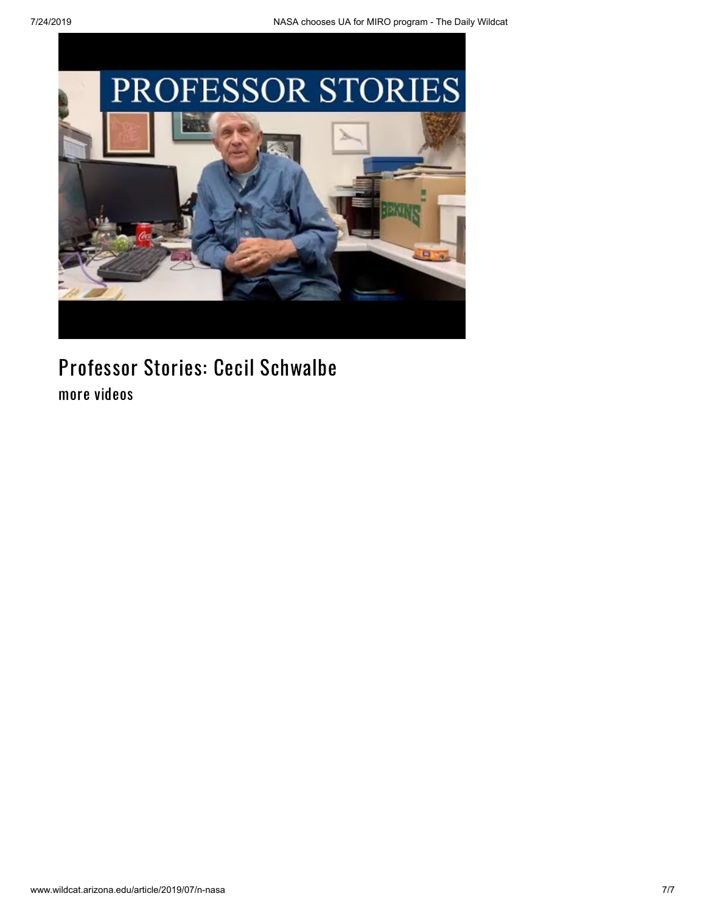Professor Stories: Cecil Schwalbe

more videos